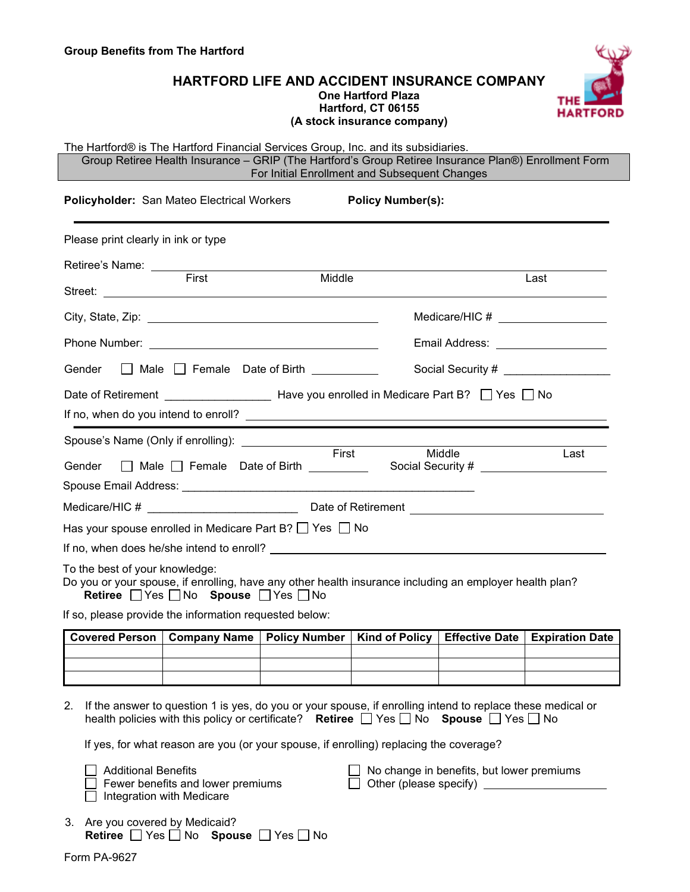**Group Benefits from The Hartford**

# HARTFORD LIFE AND ACCIDENT INSURANCE COMPANY

**One Hartford Plaza**
**Hartford, CT 06155**
**(A stock insurance company)**

The Hartford® is The Hartford Financial Services Group, Inc. and its subsidiaries.

## Group Retiree Health Insurance – GRIP (The Hartford's Group Retiree Insurance Plan®) Enrollment Form For Initial Enrollment and Subsequent Changes

**Policyholder:** San Mateo Electrical Workers **Policy Number(s):**

---

Please print clearly in ink or type

Retiree's Name: ______________________________
First Middle Last

Street: ______________________________

City, State, Zip: ______________________ Medicare/HIC # ______________

Phone Number: ______________________ Email Address: ______________

Gender ☐ Male ☐ Female Date of Birth ________ Social Security # ______________

Date of Retirement ______________ Have you enrolled in Medicare Part B? ☐ Yes ☐ No

If no, when do you intend to enroll? ______________________________

---

Spouse's Name (Only if enrolling): ______________________________
First Middle Last

Gender ☐ Male ☐ Female Date of Birth ________ Social Security # ______________

Spouse Email Address: ______________________________

Medicare/HIC # ______________________ Date of Retirement ______________________

Has your spouse enrolled in Medicare Part B? ☐ Yes ☐ No

If no, when does he/she intend to enroll? ______________________________

To the best of your knowledge:
Do you or your spouse, if enrolling, have any other health insurance including an employer health plan?
**Retiree** ☐ Yes ☐ No **Spouse** ☐ Yes ☐ No

If so, please provide the information requested below:

| Covered Person | Company Name | Policy Number | Kind of Policy | Effective Date | Expiration Date |
|---|---|---|---|---|---|
| | | | | | |
| | | | | | |
| | | | | | |

2. If the answer to question 1 is yes, do you or your spouse, if enrolling intend to replace these medical or health policies with this policy or certificate? **Retiree** ☐ Yes ☐ No **Spouse** ☐ Yes ☐ No

   If yes, for what reason are you (or your spouse, if enrolling) replacing the coverage?

   ☐ Additional Benefits
   ☐ Fewer benefits and lower premiums
   ☐ Integration with Medicare
   ☐ No change in benefits, but lower premiums
   ☐ Other (please specify) ______________

3. Are you covered by Medicaid?
   **Retiree** ☐ Yes ☐ No **Spouse** ☐ Yes ☐ No

Form PA-9627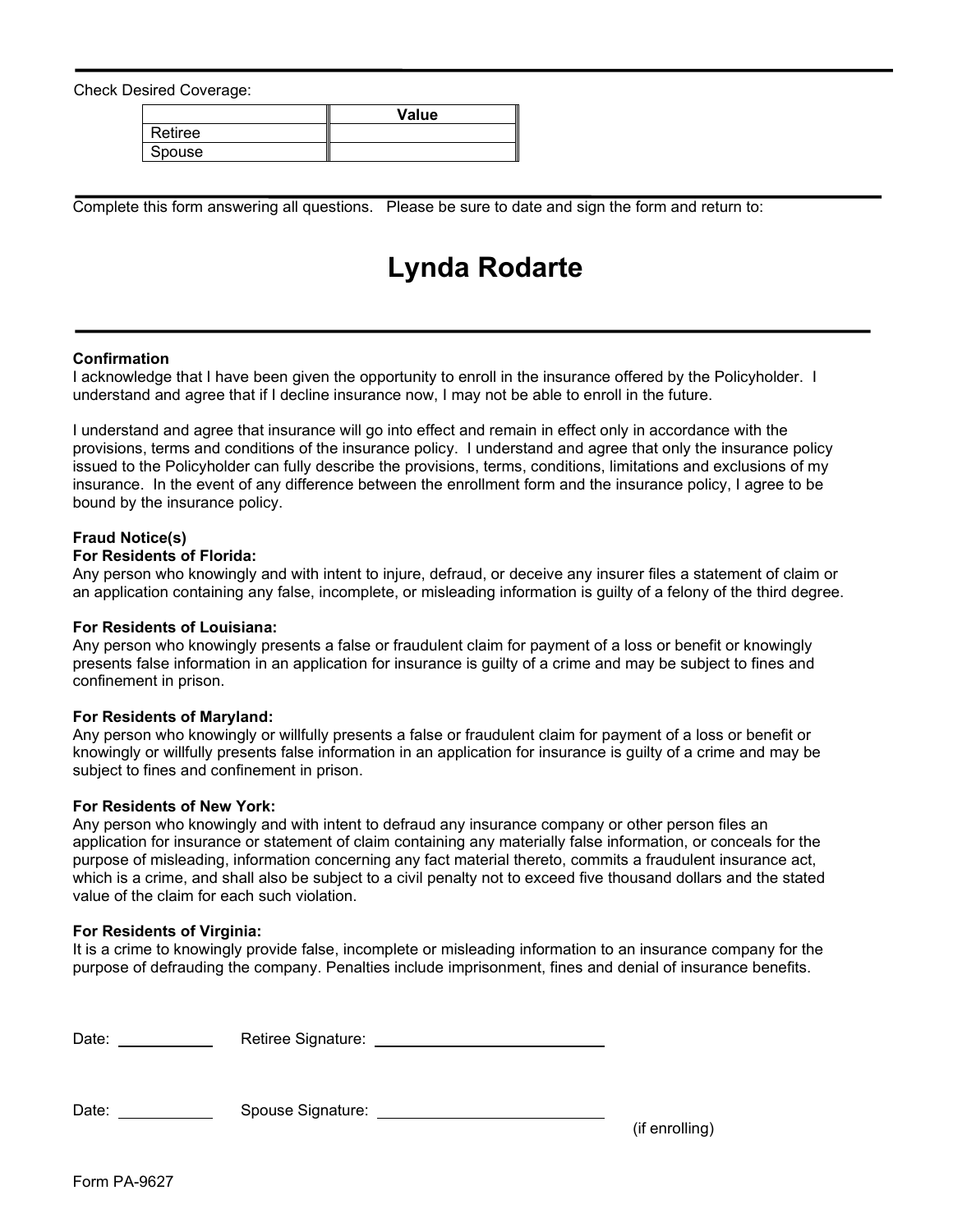Check Desired Coverage:

| | Value |
|---|---|
| Retiree | |
| Spouse | |

Complete this form answering all questions. Please be sure to date and sign the form and return to:

# Lynda Rodarte

**Confirmation**

I acknowledge that I have been given the opportunity to enroll in the insurance offered by the Policyholder. I understand and agree that if I decline insurance now, I may not be able to enroll in the future.

I understand and agree that insurance will go into effect and remain in effect only in accordance with the provisions, terms and conditions of the insurance policy. I understand and agree that only the insurance policy issued to the Policyholder can fully describe the provisions, terms, conditions, limitations and exclusions of my insurance. In the event of any difference between the enrollment form and the insurance policy, I agree to be bound by the insurance policy.

**Fraud Notice(s)**

**For Residents of Florida:**

Any person who knowingly and with intent to injure, defraud, or deceive any insurer files a statement of claim or an application containing any false, incomplete, or misleading information is guilty of a felony of the third degree.

**For Residents of Louisiana:**

Any person who knowingly presents a false or fraudulent claim for payment of a loss or benefit or knowingly presents false information in an application for insurance is guilty of a crime and may be subject to fines and confinement in prison.

**For Residents of Maryland:**

Any person who knowingly or willfully presents a false or fraudulent claim for payment of a loss or benefit or knowingly or willfully presents false information in an application for insurance is guilty of a crime and may be subject to fines and confinement in prison.

**For Residents of New York:**

Any person who knowingly and with intent to defraud any insurance company or other person files an application for insurance or statement of claim containing any materially false information, or conceals for the purpose of misleading, information concerning any fact material thereto, commits a fraudulent insurance act, which is a crime, and shall also be subject to a civil penalty not to exceed five thousand dollars and the stated value of the claim for each such violation.

**For Residents of Virginia:**

It is a crime to knowingly provide false, incomplete or misleading information to an insurance company for the purpose of defrauding the company. Penalties include imprisonment, fines and denial of insurance benefits.

Date: ____________ Retiree Signature: ______________________________

Date: ____________ Spouse Signature: ______________________________ (if enrolling)

Form PA-9627